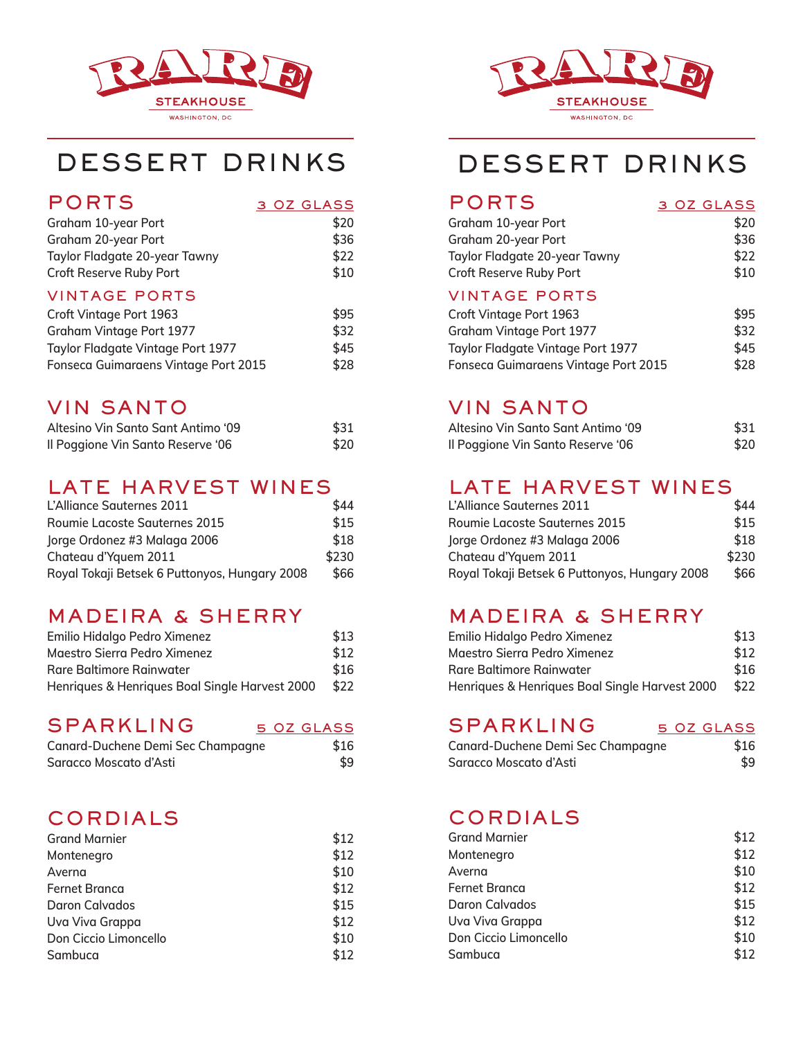RARE

STEAKHOUSE

WASHINGTON, DC

# DESSERT DRINKS

## PORTS

| | 3 OZ GLASS |
|---|---|
| Graham 10-year Port | $20 |
| Graham 20-year Port | $36 |
| Taylor Fladgate 20-year Tawny | $22 |
| Croft Reserve Ruby Port | $10 |

### VINTAGE PORTS

| | |
|---|---|
| Croft Vintage Port 1963 | $95 |
| Graham Vintage Port 1977 | $32 |
| Taylor Fladgate Vintage Port 1977 | $45 |
| Fonseca Guimaraens Vintage Port 2015 | $28 |

## VIN SANTO

| | |
|---|---|
| Altesino Vin Santo Sant Antimo '09 | $31 |
| Il Poggione Vin Santo Reserve '06 | $20 |

## LATE HARVEST WINES

| | |
|---|---|
| L'Alliance Sauternes 2011 | $44 |
| Roumie Lacoste Sauternes 2015 | $15 |
| Jorge Ordonez #3 Malaga 2006 | $18 |
| Chateau d'Yquem 2011 | $230 |
| Royal Tokaji Betsek 6 Puttonyos, Hungary 2008 | $66 |

## MADEIRA & SHERRY

| | |
|---|---|
| Emilio Hidalgo Pedro Ximenez | $13 |
| Maestro Sierra Pedro Ximenez | $12 |
| Rare Baltimore Rainwater | $16 |
| Henriques & Henriques Boal Single Harvest 2000 | $22 |

## SPARKLING

| | 5 OZ GLASS |
|---|---|
| Canard-Duchene Demi Sec Champagne | $16 |
| Saracco Moscato d'Asti | $9 |

## CORDIALS

| | |
|---|---|
| Grand Marnier | $12 |
| Montenegro | $12 |
| Averna | $10 |
| Fernet Branca | $12 |
| Daron Calvados | $15 |
| Uva Viva Grappa | $12 |
| Don Ciccio Limoncello | $10 |
| Sambuca | $12 |

RARE

STEAKHOUSE

WASHINGTON, DC

# DESSERT DRINKS

## PORTS

| | 3 OZ GLASS |
|---|---|
| Graham 10-year Port | $20 |
| Graham 20-year Port | $36 |
| Taylor Fladgate 20-year Tawny | $22 |
| Croft Reserve Ruby Port | $10 |

### VINTAGE PORTS

| | |
|---|---|
| Croft Vintage Port 1963 | $95 |
| Graham Vintage Port 1977 | $32 |
| Taylor Fladgate Vintage Port 1977 | $45 |
| Fonseca Guimaraens Vintage Port 2015 | $28 |

## VIN SANTO

| | |
|---|---|
| Altesino Vin Santo Sant Antimo '09 | $31 |
| Il Poggione Vin Santo Reserve '06 | $20 |

## LATE HARVEST WINES

| | |
|---|---|
| L'Alliance Sauternes 2011 | $44 |
| Roumie Lacoste Sauternes 2015 | $15 |
| Jorge Ordonez #3 Malaga 2006 | $18 |
| Chateau d'Yquem 2011 | $230 |
| Royal Tokaji Betsek 6 Puttonyos, Hungary 2008 | $66 |

## MADEIRA & SHERRY

| | |
|---|---|
| Emilio Hidalgo Pedro Ximenez | $13 |
| Maestro Sierra Pedro Ximenez | $12 |
| Rare Baltimore Rainwater | $16 |
| Henriques & Henriques Boal Single Harvest 2000 | $22 |

## SPARKLING

| | 5 OZ GLASS |
|---|---|
| Canard-Duchene Demi Sec Champagne | $16 |
| Saracco Moscato d'Asti | $9 |

## CORDIALS

| | |
|---|---|
| Grand Marnier | $12 |
| Montenegro | $12 |
| Averna | $10 |
| Fernet Branca | $12 |
| Daron Calvados | $15 |
| Uva Viva Grappa | $12 |
| Don Ciccio Limoncello | $10 |
| Sambuca | $12 |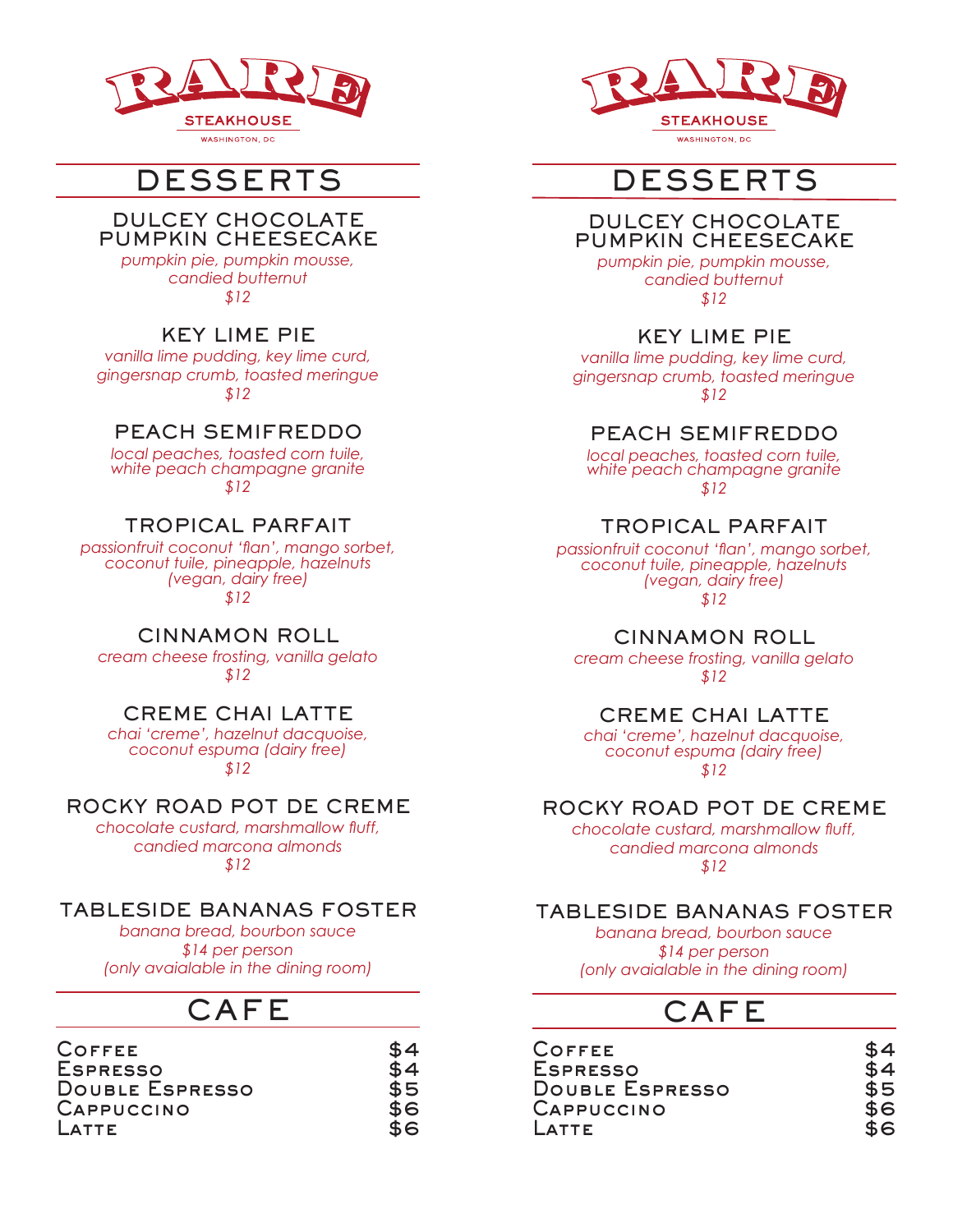RARE

STEAKHOUSE

WASHINGTON, DC

# DESSERTS

### DULCEY CHOCOLATE PUMPKIN CHEESECAKE
*pumpkin pie, pumpkin mousse, candied butternut*
*$12*

### KEY LIME PIE
*vanilla lime pudding, key lime curd, gingersnap crumb, toasted meringue*
*$12*

### PEACH SEMIFREDDO
*local peaches, toasted corn tuile, white peach champagne granite*
*$12*

### TROPICAL PARFAIT
*passionfruit coconut 'flan', mango sorbet, coconut tuile, pineapple, hazelnuts (vegan, dairy free)*
*$12*

### CINNAMON ROLL
*cream cheese frosting, vanilla gelato*
*$12*

### CREME CHAI LATTE
*chai 'creme', hazelnut dacquoise, coconut espuma (dairy free)*
*$12*

### ROCKY ROAD POT DE CREME
*chocolate custard, marshmallow fluff, candied marcona almonds*
*$12*

### TABLESIDE BANANAS FOSTER
*banana bread, bourbon sauce*
*$14 per person*
*(only avaialable in the dining room)*

# CAFE

| | |
|---|---|
| Coffee | $4 |
| Espresso | $4 |
| Double Espresso | $5 |
| Cappuccino | $6 |
| Latte | $6 |

RARE

STEAKHOUSE

WASHINGTON, DC

# DESSERTS

### DULCEY CHOCOLATE PUMPKIN CHEESECAKE
*pumpkin pie, pumpkin mousse, candied butternut*
*$12*

### KEY LIME PIE
*vanilla lime pudding, key lime curd, gingersnap crumb, toasted meringue*
*$12*

### PEACH SEMIFREDDO
*local peaches, toasted corn tuile, white peach champagne granite*
*$12*

### TROPICAL PARFAIT
*passionfruit coconut 'flan', mango sorbet, coconut tuile, pineapple, hazelnuts (vegan, dairy free)*
*$12*

### CINNAMON ROLL
*cream cheese frosting, vanilla gelato*
*$12*

### CREME CHAI LATTE
*chai 'creme', hazelnut dacquoise, coconut espuma (dairy free)*
*$12*

### ROCKY ROAD POT DE CREME
*chocolate custard, marshmallow fluff, candied marcona almonds*
*$12*

### TABLESIDE BANANAS FOSTER
*banana bread, bourbon sauce*
*$14 per person*
*(only avaialable in the dining room)*

# CAFE

| | |
|---|---|
| Coffee | $4 |
| Espresso | $4 |
| Double Espresso | $5 |
| Cappuccino | $6 |
| Latte | $6 |